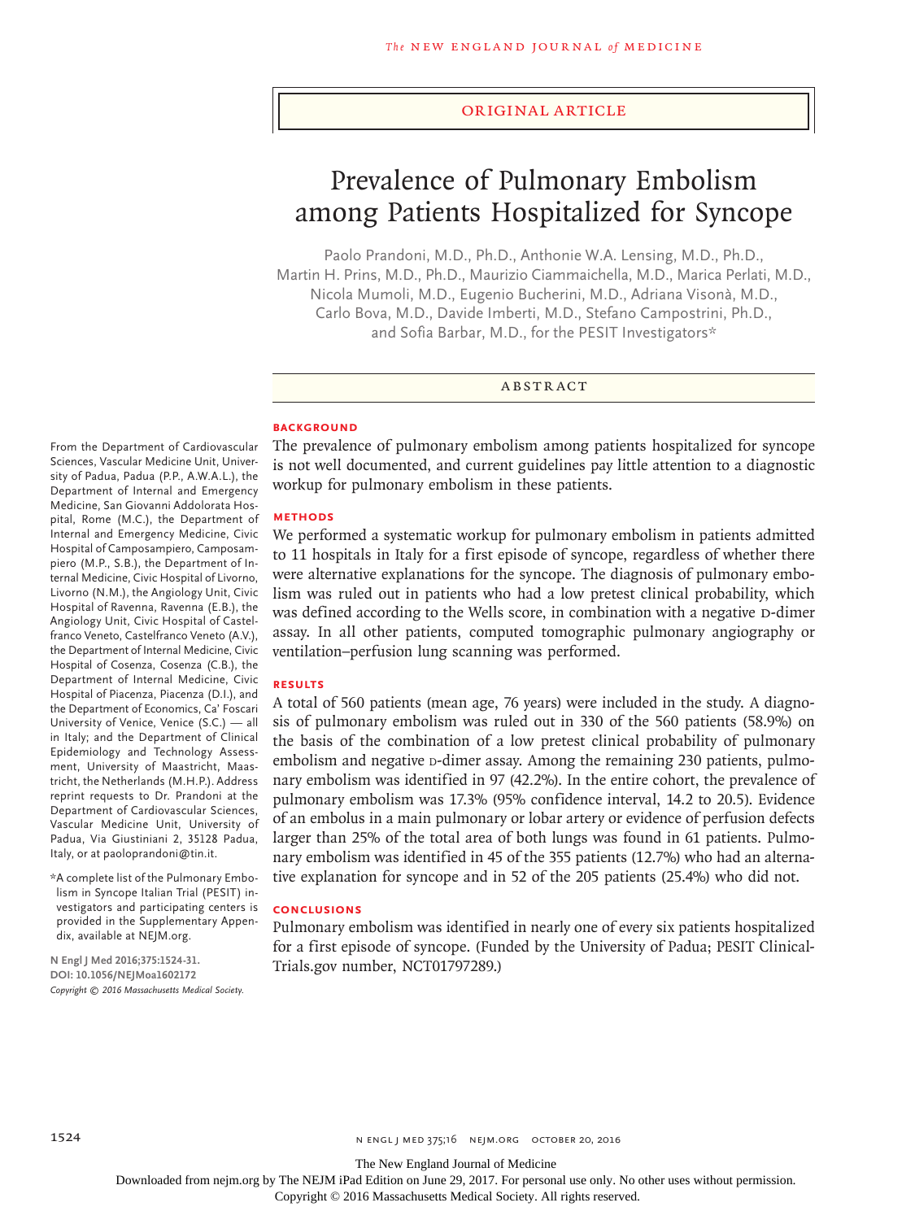Original Article

# Prevalence of Pulmonary Embolism among Patients Hospitalized for Syncope

Paolo Prandoni, M.D., Ph.D., Anthonie W.A. Lensing, M.D., Ph.D., Martin H. Prins, M.D., Ph.D., Maurizio Ciammaichella, M.D., Marica Perlati, M.D., Nicola Mumoli, M.D., Eugenio Bucherini, M.D., Adriana Visonà, M.D., Carlo Bova, M.D., Davide Imberti, M.D., Stefano Campostrini, Ph.D., and Sofia Barbar, M.D., for the PESIT Investigators*

## Abstract

### Background

The prevalence of pulmonary embolism among patients hospitalized for syncope is not well documented, and current guidelines pay little attention to a diagnostic workup for pulmonary embolism in these patients.

### Methods

We performed a systematic workup for pulmonary embolism in patients admitted to 11 hospitals in Italy for a first episode of syncope, regardless of whether there were alternative explanations for the syncope. The diagnosis of pulmonary embolism was ruled out in patients who had a low pretest clinical probability, which was defined according to the Wells score, in combination with a negative D-dimer assay. In all other patients, computed tomographic pulmonary angiography or ventilation–perfusion lung scanning was performed.

### Results

A total of 560 patients (mean age, 76 years) were included in the study. A diagnosis of pulmonary embolism was ruled out in 330 of the 560 patients (58.9%) on the basis of the combination of a low pretest clinical probability of pulmonary embolism and negative D-dimer assay. Among the remaining 230 patients, pulmonary embolism was identified in 97 (42.2%). In the entire cohort, the prevalence of pulmonary embolism was 17.3% (95% confidence interval, 14.2 to 20.5). Evidence of an embolus in a main pulmonary or lobar artery or evidence of perfusion defects larger than 25% of the total area of both lungs was found in 61 patients. Pulmonary embolism was identified in 45 of the 355 patients (12.7%) who had an alternative explanation for syncope and in 52 of the 205 patients (25.4%) who did not.

### Conclusions

Pulmonary embolism was identified in nearly one of every six patients hospitalized for a first episode of syncope. (Funded by the University of Padua; PESIT ClinicalTrials.gov number, NCT01797289.)

From the Department of Cardiovascular Sciences, Vascular Medicine Unit, University of Padua, Padua (P.P., A.W.A.L.), the Department of Internal and Emergency Medicine, San Giovanni Addolorata Hospital, Rome (M.C.), the Department of Internal and Emergency Medicine, Civic Hospital of Camposampiero, Camposampiero (M.P., S.B.), the Department of Internal Medicine, Civic Hospital of Livorno, Livorno (N.M.), the Angiology Unit, Civic Hospital of Ravenna, Ravenna (E.B.), the Angiology Unit, Civic Hospital of Castelfranco Veneto, Castelfranco Veneto (A.V.), the Department of Internal Medicine, Civic Hospital of Cosenza, Cosenza (C.B.), the Department of Internal Medicine, Civic Hospital of Piacenza, Piacenza (D.I.), and the Department of Economics, Ca' Foscari University of Venice, Venice (S.C.) — all in Italy; and the Department of Clinical Epidemiology and Technology Assessment, University of Maastricht, Maastricht, the Netherlands (M.H.P.). Address reprint requests to Dr. Prandoni at the Department of Cardiovascular Sciences, Vascular Medicine Unit, University of Padua, Via Giustiniani 2, 35128 Padua, Italy, or at paoloprandoni@tin.it.

*A complete list of the Pulmonary Embolism in Syncope Italian Trial (PESIT) investigators and participating centers is provided in the Supplementary Appendix, available at NEJM.org.

N Engl J Med 2016;375:1524-31.
DOI: 10.1056/NEJMoa1602172
Copyright © 2016 Massachusetts Medical Society.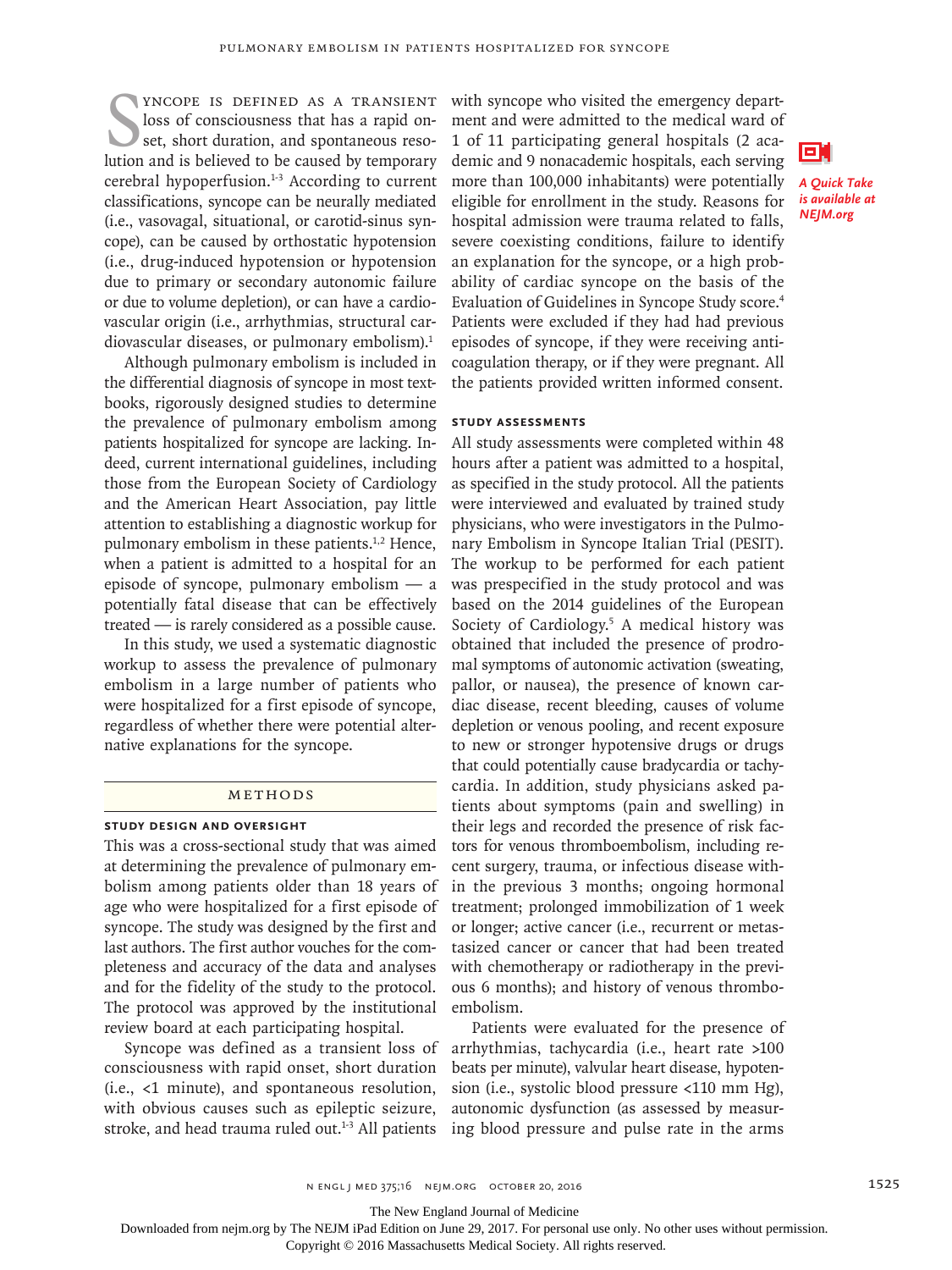Syncope is defined as a transient loss of consciousness that has a rapid onset, short duration, and spontaneous resolution and is believed to be caused by temporary cerebral hypoperfusion.[1-3] According to current classifications, syncope can be neurally mediated (i.e., vasovagal, situational, or carotid-sinus syncope), can be caused by orthostatic hypotension (i.e., drug-induced hypotension or hypotension due to primary or secondary autonomic failure or due to volume depletion), or can have a cardiovascular origin (i.e., arrhythmias, structural cardiovascular diseases, or pulmonary embolism).[1]

Although pulmonary embolism is included in the differential diagnosis of syncope in most textbooks, rigorously designed studies to determine the prevalence of pulmonary embolism among patients hospitalized for syncope are lacking. Indeed, current international guidelines, including those from the European Society of Cardiology and the American Heart Association, pay little attention to establishing a diagnostic workup for pulmonary embolism in these patients.[1,2] Hence, when a patient is admitted to a hospital for an episode of syncope, pulmonary embolism — a potentially fatal disease that can be effectively treated — is rarely considered as a possible cause.

In this study, we used a systematic diagnostic workup to assess the prevalence of pulmonary embolism in a large number of patients who were hospitalized for a first episode of syncope, regardless of whether there were potential alternative explanations for the syncope.

## Methods

### Study Design and Oversight

This was a cross-sectional study that was aimed at determining the prevalence of pulmonary embolism among patients older than 18 years of age who were hospitalized for a first episode of syncope. The study was designed by the first and last authors. The first author vouches for the completeness and accuracy of the data and analyses and for the fidelity of the study to the protocol. The protocol was approved by the institutional review board at each participating hospital.

Syncope was defined as a transient loss of consciousness with rapid onset, short duration (i.e., <1 minute), and spontaneous resolution, with obvious causes such as epileptic seizure, stroke, and head trauma ruled out.[1-3] All patients with syncope who visited the emergency department and were admitted to the medical ward of 1 of 11 participating general hospitals (2 academic and 9 nonacademic hospitals, each serving more than 100,000 inhabitants) were potentially eligible for enrollment in the study. Reasons for hospital admission were trauma related to falls, severe coexisting conditions, failure to identify an explanation for the syncope, or a high probability of cardiac syncope on the basis of the Evaluation of Guidelines in Syncope Study score.[4] Patients were excluded if they had had previous episodes of syncope, if they were receiving anticoagulation therapy, or if they were pregnant. All the patients provided written informed consent.

*A Quick Take is available at NEJM.org*

### Study Assessments

All study assessments were completed within 48 hours after a patient was admitted to a hospital, as specified in the study protocol. All the patients were interviewed and evaluated by trained study physicians, who were investigators in the Pulmonary Embolism in Syncope Italian Trial (PESIT). The workup to be performed for each patient was prespecified in the study protocol and was based on the 2014 guidelines of the European Society of Cardiology.[5] A medical history was obtained that included the presence of prodromal symptoms of autonomic activation (sweating, pallor, or nausea), the presence of known cardiac disease, recent bleeding, causes of volume depletion or venous pooling, and recent exposure to new or stronger hypotensive drugs or drugs that could potentially cause bradycardia or tachycardia. In addition, study physicians asked patients about symptoms (pain and swelling) in their legs and recorded the presence of risk factors for venous thromboembolism, including recent surgery, trauma, or infectious disease within the previous 3 months; ongoing hormonal treatment; prolonged immobilization of 1 week or longer; active cancer (i.e., recurrent or metastasized cancer or cancer that had been treated with chemotherapy or radiotherapy in the previous 6 months); and history of venous thromboembolism.

Patients were evaluated for the presence of arrhythmias, tachycardia (i.e., heart rate >100 beats per minute), valvular heart disease, hypotension (i.e., systolic blood pressure <110 mm Hg), autonomic dysfunction (as assessed by measuring blood pressure and pulse rate in the arms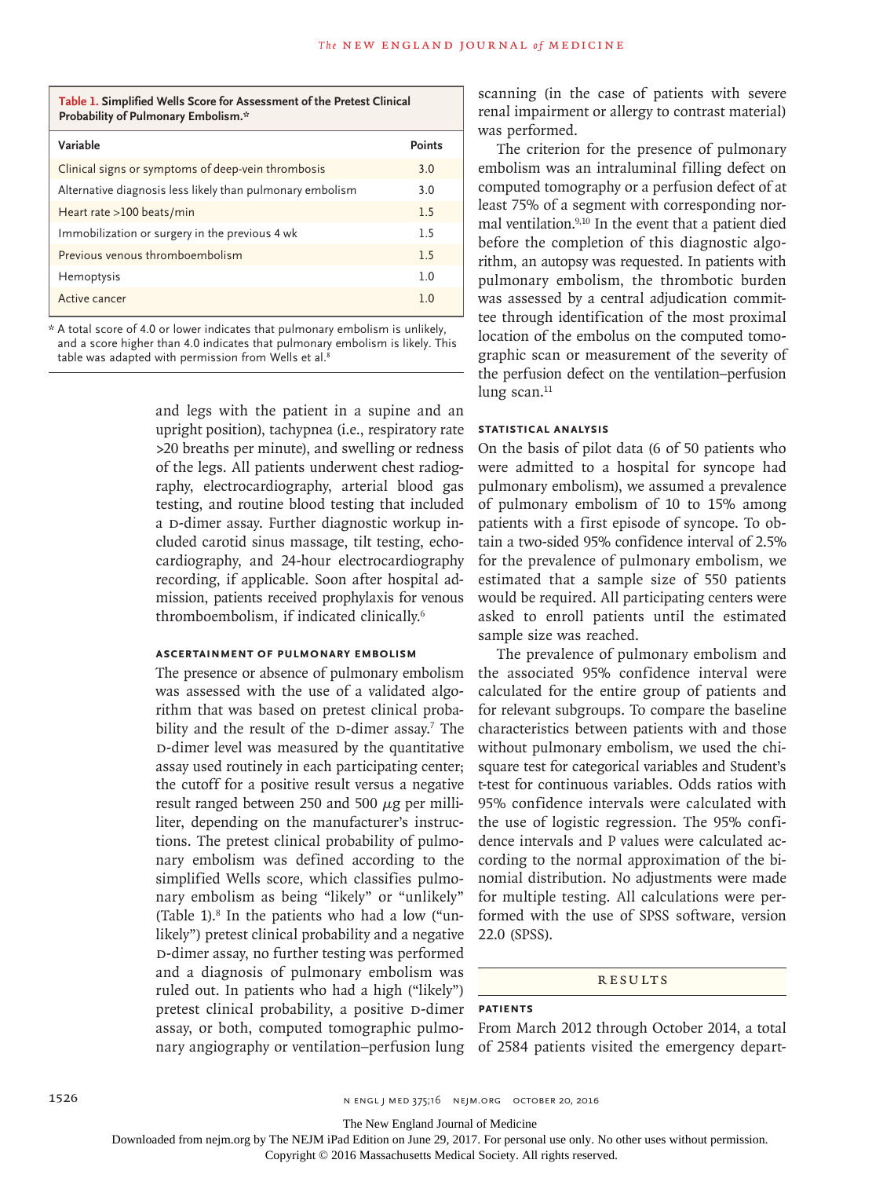**Table 1. Simplified Wells Score for Assessment of the Pretest Clinical Probability of Pulmonary Embolism.***

| Variable | Points |
|---|---|
| Clinical signs or symptoms of deep-vein thrombosis | 3.0 |
| Alternative diagnosis less likely than pulmonary embolism | 3.0 |
| Heart rate >100 beats/min | 1.5 |
| Immobilization or surgery in the previous 4 wk | 1.5 |
| Previous venous thromboembolism | 1.5 |
| Hemoptysis | 1.0 |
| Active cancer | 1.0 |

\* A total score of 4.0 or lower indicates that pulmonary embolism is unlikely, and a score higher than 4.0 indicates that pulmonary embolism is likely. This table was adapted with permission from Wells et al.[8]

and legs with the patient in a supine and an upright position), tachypnea (i.e., respiratory rate >20 breaths per minute), and swelling or redness of the legs. All patients underwent chest radiography, electrocardiography, arterial blood gas testing, and routine blood testing that included a D-dimer assay. Further diagnostic workup included carotid sinus massage, tilt testing, echocardiography, and 24-hour electrocardiography recording, if applicable. Soon after hospital admission, patients received prophylaxis for venous thromboembolism, if indicated clinically.[6]

### ASCERTAINMENT OF PULMONARY EMBOLISM

The presence or absence of pulmonary embolism was assessed with the use of a validated algorithm that was based on pretest clinical probability and the result of the D-dimer assay.[7] The D-dimer level was measured by the quantitative assay used routinely in each participating center; the cutoff for a positive result versus a negative result ranged between 250 and 500 $\mu$g per milliliter, depending on the manufacturer's instructions. The pretest clinical probability of pulmonary embolism was defined according to the simplified Wells score, which classifies pulmonary embolism as being "likely" or "unlikely" (Table 1).[8] In the patients who had a low ("unlikely") pretest clinical probability and a negative D-dimer assay, no further testing was performed and a diagnosis of pulmonary embolism was ruled out. In patients who had a high ("likely") pretest clinical probability, a positive D-dimer assay, or both, computed tomographic pulmonary angiography or ventilation–perfusion lung scanning (in the case of patients with severe renal impairment or allergy to contrast material) was performed.

The criterion for the presence of pulmonary embolism was an intraluminal filling defect on computed tomography or a perfusion defect of at least 75% of a segment with corresponding normal ventilation.[9,10] In the event that a patient died before the completion of this diagnostic algorithm, an autopsy was requested. In patients with pulmonary embolism, the thrombotic burden was assessed by a central adjudication committee through identification of the most proximal location of the embolus on the computed tomographic scan or measurement of the severity of the perfusion defect on the ventilation–perfusion lung scan.[11]

### STATISTICAL ANALYSIS

On the basis of pilot data (6 of 50 patients who were admitted to a hospital for syncope had pulmonary embolism), we assumed a prevalence of pulmonary embolism of 10 to 15% among patients with a first episode of syncope. To obtain a two-sided 95% confidence interval of 2.5% for the prevalence of pulmonary embolism, we estimated that a sample size of 550 patients would be required. All participating centers were asked to enroll patients until the estimated sample size was reached.

The prevalence of pulmonary embolism and the associated 95% confidence interval were calculated for the entire group of patients and for relevant subgroups. To compare the baseline characteristics between patients with and those without pulmonary embolism, we used the chi-square test for categorical variables and Student's t-test for continuous variables. Odds ratios with 95% confidence intervals were calculated with the use of logistic regression. The 95% confidence intervals and P values were calculated according to the normal approximation of the binomial distribution. No adjustments were made for multiple testing. All calculations were performed with the use of SPSS software, version 22.0 (SPSS).

## RESULTS

### PATIENTS

From March 2012 through October 2014, a total of 2584 patients visited the emergency depart-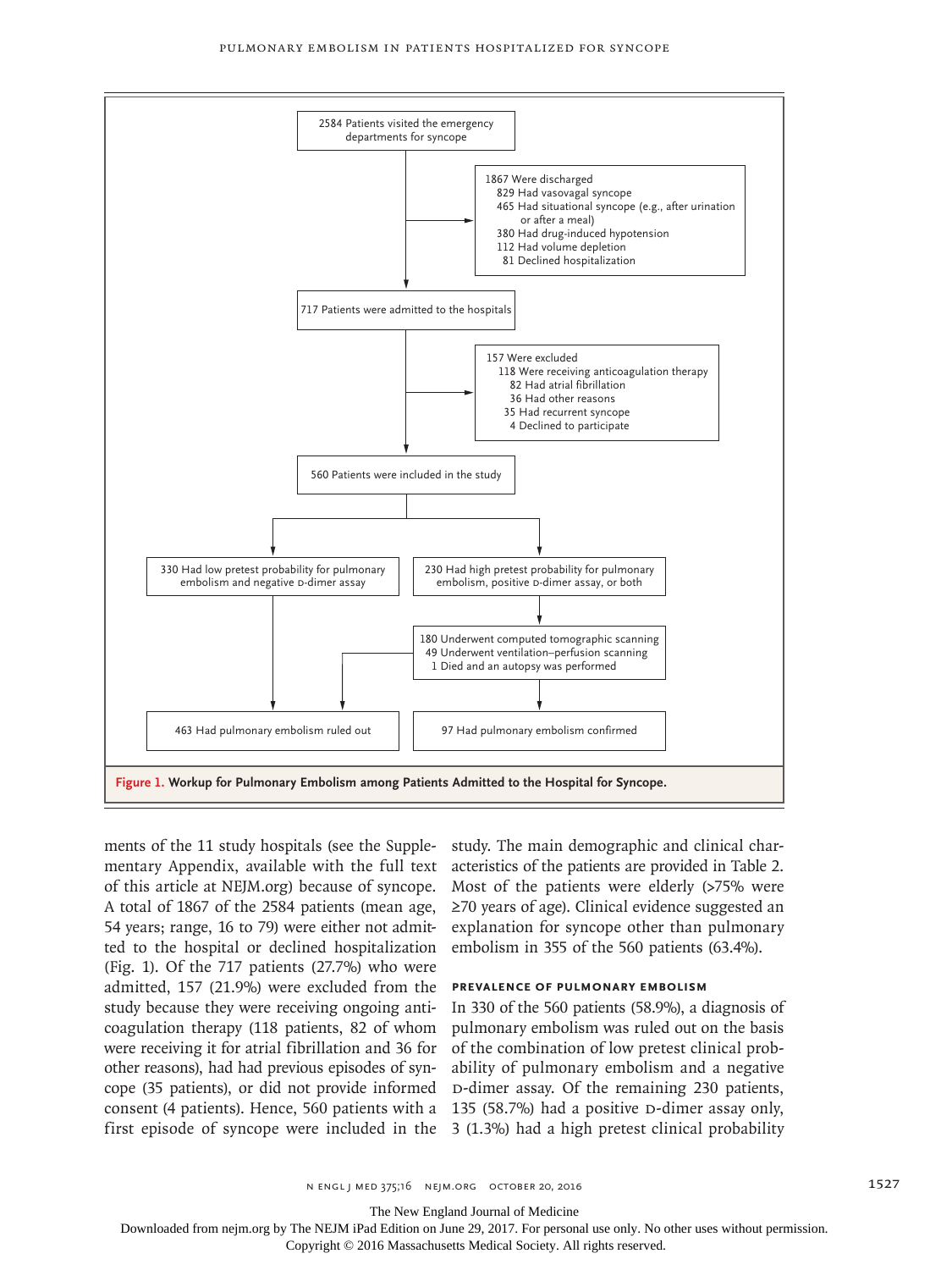2584 Patients visited the emergency departments for syncope

1867 Were discharged
- 829 Had vasovagal syncope
- 465 Had situational syncope (e.g., after urination or after a meal)
- 380 Had drug-induced hypotension
- 112 Had volume depletion
- 81 Declined hospitalization

717 Patients were admitted to the hospitals

157 Were excluded
- 118 Were receiving anticoagulation therapy
  - 82 Had atrial fibrillation
  - 36 Had other reasons
- 35 Had recurrent syncope
- 4 Declined to participate

560 Patients were included in the study

330 Had low pretest probability for pulmonary embolism and negative D-dimer assay

230 Had high pretest probability for pulmonary embolism, positive D-dimer assay, or both

180 Underwent computed tomographic scanning
49 Underwent ventilation–perfusion scanning
1 Died and an autopsy was performed

463 Had pulmonary embolism ruled out

97 Had pulmonary embolism confirmed

**Figure 1. Workup for Pulmonary Embolism among Patients Admitted to the Hospital for Syncope.**

ments of the 11 study hospitals (see the Supplementary Appendix, available with the full text of this article at NEJM.org) because of syncope. A total of 1867 of the 2584 patients (mean age, 54 years; range, 16 to 79) were either not admitted to the hospital or declined hospitalization (Fig. 1). Of the 717 patients (27.7%) who were admitted, 157 (21.9%) were excluded from the study because they were receiving ongoing anticoagulation therapy (118 patients, 82 of whom were receiving it for atrial fibrillation and 36 for other reasons), had had previous episodes of syncope (35 patients), or did not provide informed consent (4 patients). Hence, 560 patients with a first episode of syncope were included in the study. The main demographic and clinical characteristics of the patients are provided in Table 2. Most of the patients were elderly (>75% were ≥70 years of age). Clinical evidence suggested an explanation for syncope other than pulmonary embolism in 355 of the 560 patients (63.4%).

### PREVALENCE OF PULMONARY EMBOLISM

In 330 of the 560 patients (58.9%), a diagnosis of pulmonary embolism was ruled out on the basis of the combination of low pretest clinical probability of pulmonary embolism and a negative D-dimer assay. Of the remaining 230 patients, 135 (58.7%) had a positive D-dimer assay only, 3 (1.3%) had a high pretest clinical probability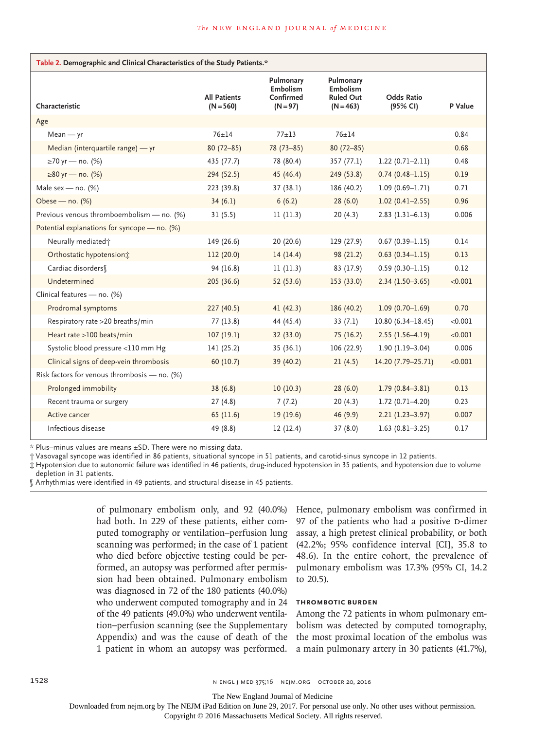**Table 2. Demographic and Clinical Characteristics of the Study Patients.***

| Characteristic | All Patients (N=560) | Pulmonary Embolism Confirmed (N=97) | Pulmonary Embolism Ruled Out (N=463) | Odds Ratio (95% CI) | P Value |
|---|---|---|---|---|---|
| Age | | | | | |
| Mean — yr | 76±14 | 77±13 | 76±14 | | 0.84 |
| Median (interquartile range) — yr | 80 (72–85) | 78 (73–85) | 80 (72–85) | | 0.68 |
| ≥70 yr — no. (%) | 435 (77.7) | 78 (80.4) | 357 (77.1) | 1.22 (0.71–2.11) | 0.48 |
| ≥80 yr — no. (%) | 294 (52.5) | 45 (46.4) | 249 (53.8) | 0.74 (0.48–1.15) | 0.19 |
| Male sex — no. (%) | 223 (39.8) | 37 (38.1) | 186 (40.2) | 1.09 (0.69–1.71) | 0.71 |
| Obese — no. (%) | 34 (6.1) | 6 (6.2) | 28 (6.0) | 1.02 (0.41–2.55) | 0.96 |
| Previous venous thromboembolism — no. (%) | 31 (5.5) | 11 (11.3) | 20 (4.3) | 2.83 (1.31–6.13) | 0.006 |
| Potential explanations for syncope — no. (%) | | | | | |
| Neurally mediated† | 149 (26.6) | 20 (20.6) | 129 (27.9) | 0.67 (0.39–1.15) | 0.14 |
| Orthostatic hypotension‡ | 112 (20.0) | 14 (14.4) | 98 (21.2) | 0.63 (0.34–1.15) | 0.13 |
| Cardiac disorders§ | 94 (16.8) | 11 (11.3) | 83 (17.9) | 0.59 (0.30–1.15) | 0.12 |
| Undetermined | 205 (36.6) | 52 (53.6) | 153 (33.0) | 2.34 (1.50–3.65) | <0.001 |
| Clinical features — no. (%) | | | | | |
| Prodromal symptoms | 227 (40.5) | 41 (42.3) | 186 (40.2) | 1.09 (0.70–1.69) | 0.70 |
| Respiratory rate >20 breaths/min | 77 (13.8) | 44 (45.4) | 33 (7.1) | 10.80 (6.34–18.45) | <0.001 |
| Heart rate >100 beats/min | 107 (19.1) | 32 (33.0) | 75 (16.2) | 2.55 (1.56–4.19) | <0.001 |
| Systolic blood pressure <110 mm Hg | 141 (25.2) | 35 (36.1) | 106 (22.9) | 1.90 (1.19–3.04) | 0.006 |
| Clinical signs of deep-vein thrombosis | 60 (10.7) | 39 (40.2) | 21 (4.5) | 14.20 (7.79–25.71) | <0.001 |
| Risk factors for venous thrombosis — no. (%) | | | | | |
| Prolonged immobility | 38 (6.8) | 10 (10.3) | 28 (6.0) | 1.79 (0.84–3.81) | 0.13 |
| Recent trauma or surgery | 27 (4.8) | 7 (7.2) | 20 (4.3) | 1.72 (0.71–4.20) | 0.23 |
| Active cancer | 65 (11.6) | 19 (19.6) | 46 (9.9) | 2.21 (1.23–3.97) | 0.007 |
| Infectious disease | 49 (8.8) | 12 (12.4) | 37 (8.0) | 1.63 (0.81–3.25) | 0.17 |

\* Plus–minus values are means ±SD. There were no missing data.

† Vasovagal syncope was identified in 86 patients, situational syncope in 51 patients, and carotid-sinus syncope in 12 patients.

‡ Hypotension due to autonomic failure was identified in 46 patients, drug-induced hypotension in 35 patients, and hypotension due to volume depletion in 31 patients.

§ Arrhythmias were identified in 49 patients, and structural disease in 45 patients.

of pulmonary embolism only, and 92 (40.0%) had both. In 229 of these patients, either computed tomography or ventilation–perfusion lung scanning was performed; in the case of 1 patient who died before objective testing could be performed, an autopsy was performed after permission had been obtained. Pulmonary embolism was diagnosed in 72 of the 180 patients (40.0%) who underwent computed tomography and in 24 of the 49 patients (49.0%) who underwent ventilation–perfusion scanning (see the Supplementary Appendix) and was the cause of death of the 1 patient in whom an autopsy was performed. Hence, pulmonary embolism was confirmed in 97 of the patients who had a positive D-dimer assay, a high pretest clinical probability, or both (42.2%; 95% confidence interval [CI], 35.8 to 48.6). In the entire cohort, the prevalence of pulmonary embolism was 17.3% (95% CI, 14.2 to 20.5).

### Thrombotic Burden

Among the 72 patients in whom pulmonary embolism was detected by computed tomography, the most proximal location of the embolus was a main pulmonary artery in 30 patients (41.7%),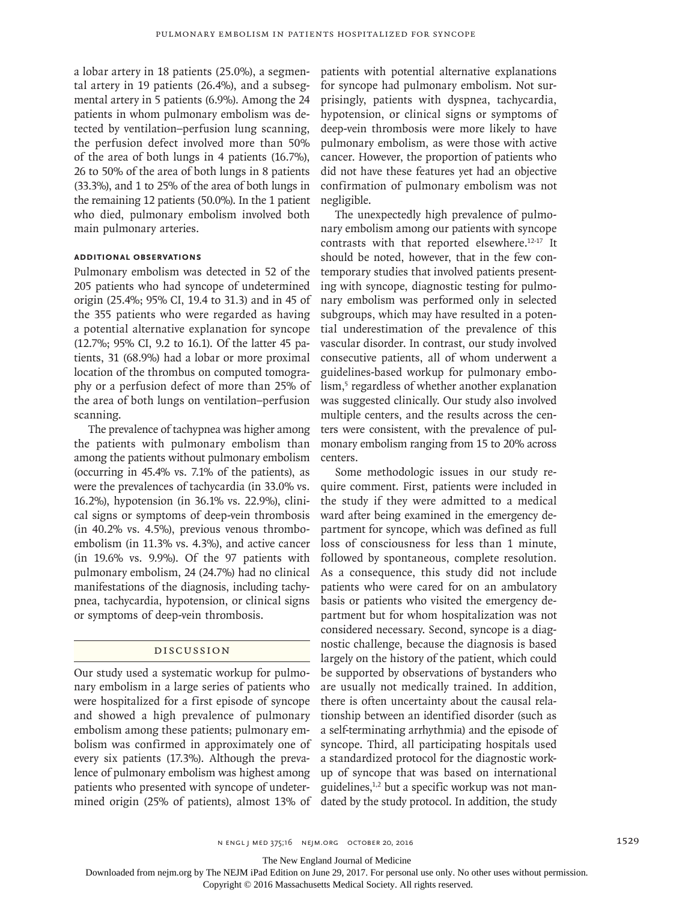a lobar artery in 18 patients (25.0%), a segmental artery in 19 patients (26.4%), and a subsegmental artery in 5 patients (6.9%). Among the 24 patients in whom pulmonary embolism was detected by ventilation–perfusion lung scanning, the perfusion defect involved more than 50% of the area of both lungs in 4 patients (16.7%), 26 to 50% of the area of both lungs in 8 patients (33.3%), and 1 to 25% of the area of both lungs in the remaining 12 patients (50.0%). In the 1 patient who died, pulmonary embolism involved both main pulmonary arteries.

### Additional Observations

Pulmonary embolism was detected in 52 of the 205 patients who had syncope of undetermined origin (25.4%; 95% CI, 19.4 to 31.3) and in 45 of the 355 patients who were regarded as having a potential alternative explanation for syncope (12.7%; 95% CI, 9.2 to 16.1). Of the latter 45 patients, 31 (68.9%) had a lobar or more proximal location of the thrombus on computed tomography or a perfusion defect of more than 25% of the area of both lungs on ventilation–perfusion scanning.

The prevalence of tachypnea was higher among the patients with pulmonary embolism than among the patients without pulmonary embolism (occurring in 45.4% vs. 7.1% of the patients), as were the prevalences of tachycardia (in 33.0% vs. 16.2%), hypotension (in 36.1% vs. 22.9%), clinical signs or symptoms of deep-vein thrombosis (in 40.2% vs. 4.5%), previous venous thromboembolism (in 11.3% vs. 4.3%), and active cancer (in 19.6% vs. 9.9%). Of the 97 patients with pulmonary embolism, 24 (24.7%) had no clinical manifestations of the diagnosis, including tachypnea, tachycardia, hypotension, or clinical signs or symptoms of deep-vein thrombosis.

## Discussion

Our study used a systematic workup for pulmonary embolism in a large series of patients who were hospitalized for a first episode of syncope and showed a high prevalence of pulmonary embolism among these patients; pulmonary embolism was confirmed in approximately one of every six patients (17.3%). Although the prevalence of pulmonary embolism was highest among patients who presented with syncope of undetermined origin (25% of patients), almost 13% of patients with potential alternative explanations for syncope had pulmonary embolism. Not surprisingly, patients with dyspnea, tachycardia, hypotension, or clinical signs or symptoms of deep-vein thrombosis were more likely to have pulmonary embolism, as were those with active cancer. However, the proportion of patients who did not have these features yet had an objective confirmation of pulmonary embolism was not negligible.

The unexpectedly high prevalence of pulmonary embolism among our patients with syncope contrasts with that reported elsewhere.[12-17] It should be noted, however, that in the few contemporary studies that involved patients presenting with syncope, diagnostic testing for pulmonary embolism was performed only in selected subgroups, which may have resulted in a potential underestimation of the prevalence of this vascular disorder. In contrast, our study involved consecutive patients, all of whom underwent a guidelines-based workup for pulmonary embolism,[5] regardless of whether another explanation was suggested clinically. Our study also involved multiple centers, and the results across the centers were consistent, with the prevalence of pulmonary embolism ranging from 15 to 20% across centers.

Some methodologic issues in our study require comment. First, patients were included in the study if they were admitted to a medical ward after being examined in the emergency department for syncope, which was defined as full loss of consciousness for less than 1 minute, followed by spontaneous, complete resolution. As a consequence, this study did not include patients who were cared for on an ambulatory basis or patients who visited the emergency department but for whom hospitalization was not considered necessary. Second, syncope is a diagnostic challenge, because the diagnosis is based largely on the history of the patient, which could be supported by observations of bystanders who are usually not medically trained. In addition, there is often uncertainty about the causal relationship between an identified disorder (such as a self-terminating arrhythmia) and the episode of syncope. Third, all participating hospitals used a standardized protocol for the diagnostic workup of syncope that was based on international guidelines,[1,2] but a specific workup was not mandated by the study protocol. In addition, the study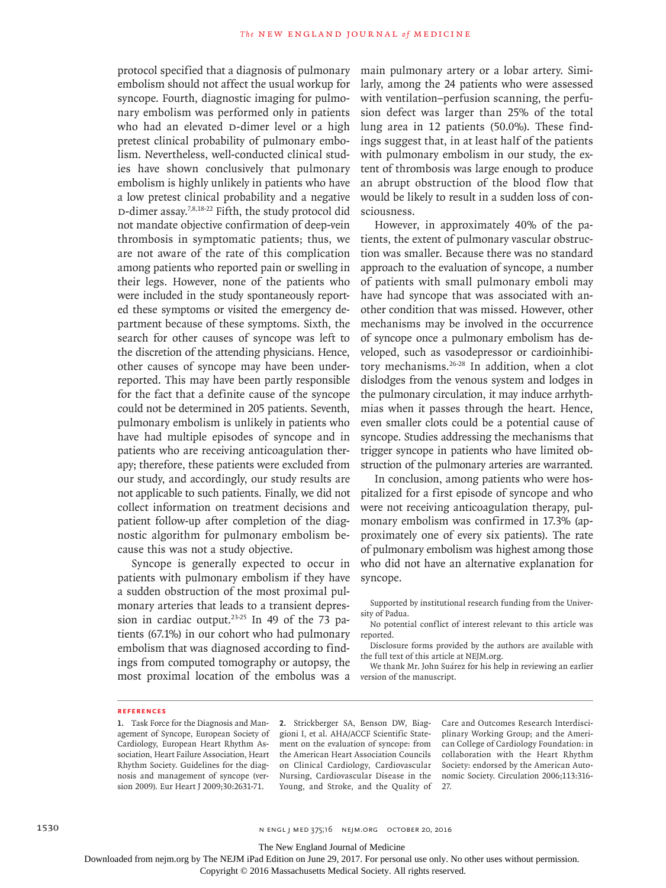protocol specified that a diagnosis of pulmonary embolism should not affect the usual workup for syncope. Fourth, diagnostic imaging for pulmonary embolism was performed only in patients who had an elevated D-dimer level or a high pretest clinical probability of pulmonary embolism. Nevertheless, well-conducted clinical studies have shown conclusively that pulmonary embolism is highly unlikely in patients who have a low pretest clinical probability and a negative D-dimer assay.[7,8,18-22] Fifth, the study protocol did not mandate objective confirmation of deep-vein thrombosis in symptomatic patients; thus, we are not aware of the rate of this complication among patients who reported pain or swelling in their legs. However, none of the patients who were included in the study spontaneously reported these symptoms or visited the emergency department because of these symptoms. Sixth, the search for other causes of syncope was left to the discretion of the attending physicians. Hence, other causes of syncope may have been underreported. This may have been partly responsible for the fact that a definite cause of the syncope could not be determined in 205 patients. Seventh, pulmonary embolism is unlikely in patients who have had multiple episodes of syncope and in patients who are receiving anticoagulation therapy; therefore, these patients were excluded from our study, and accordingly, our study results are not applicable to such patients. Finally, we did not collect information on treatment decisions and patient follow-up after completion of the diagnostic algorithm for pulmonary embolism because this was not a study objective.

Syncope is generally expected to occur in patients with pulmonary embolism if they have a sudden obstruction of the most proximal pulmonary arteries that leads to a transient depression in cardiac output.[23-25] In 49 of the 73 patients (67.1%) in our cohort who had pulmonary embolism that was diagnosed according to findings from computed tomography or autopsy, the most proximal location of the embolus was a main pulmonary artery or a lobar artery. Similarly, among the 24 patients who were assessed with ventilation–perfusion scanning, the perfusion defect was larger than 25% of the total lung area in 12 patients (50.0%). These findings suggest that, in at least half of the patients with pulmonary embolism in our study, the extent of thrombosis was large enough to produce an abrupt obstruction of the blood flow that would be likely to result in a sudden loss of consciousness.

However, in approximately 40% of the patients, the extent of pulmonary vascular obstruction was smaller. Because there was no standard approach to the evaluation of syncope, a number of patients with small pulmonary emboli may have had syncope that was associated with another condition that was missed. However, other mechanisms may be involved in the occurrence of syncope once a pulmonary embolism has developed, such as vasodepressor or cardioinhibitory mechanisms.[26-28] In addition, when a clot dislodges from the venous system and lodges in the pulmonary circulation, it may induce arrhythmias when it passes through the heart. Hence, even smaller clots could be a potential cause of syncope. Studies addressing the mechanisms that trigger syncope in patients who have limited obstruction of the pulmonary arteries are warranted.

In conclusion, among patients who were hospitalized for a first episode of syncope and who were not receiving anticoagulation therapy, pulmonary embolism was confirmed in 17.3% (approximately one of every six patients). The rate of pulmonary embolism was highest among those who did not have an alternative explanation for syncope.

Supported by institutional research funding from the University of Padua.

No potential conflict of interest relevant to this article was reported.

Disclosure forms provided by the authors are available with the full text of this article at NEJM.org.

We thank Mr. John Suárez for his help in reviewing an earlier version of the manuscript.

## References

1. Task Force for the Diagnosis and Management of Syncope, European Society of Cardiology, European Heart Rhythm Association, Heart Failure Association, Heart Rhythm Society. Guidelines for the diagnosis and management of syncope (version 2009). Eur Heart J 2009;30:2631-71.

2. Strickberger SA, Benson DW, Biaggioni I, et al. AHA/ACCF Scientific Statement on the evaluation of syncope: from the American Heart Association Councils on Clinical Cardiology, Cardiovascular Nursing, Cardiovascular Disease in the Young, and Stroke, and the Quality of Care and Outcomes Research Interdisciplinary Working Group; and the American College of Cardiology Foundation: in collaboration with the Heart Rhythm Society: endorsed by the American Autonomic Society. Circulation 2006;113:316-27.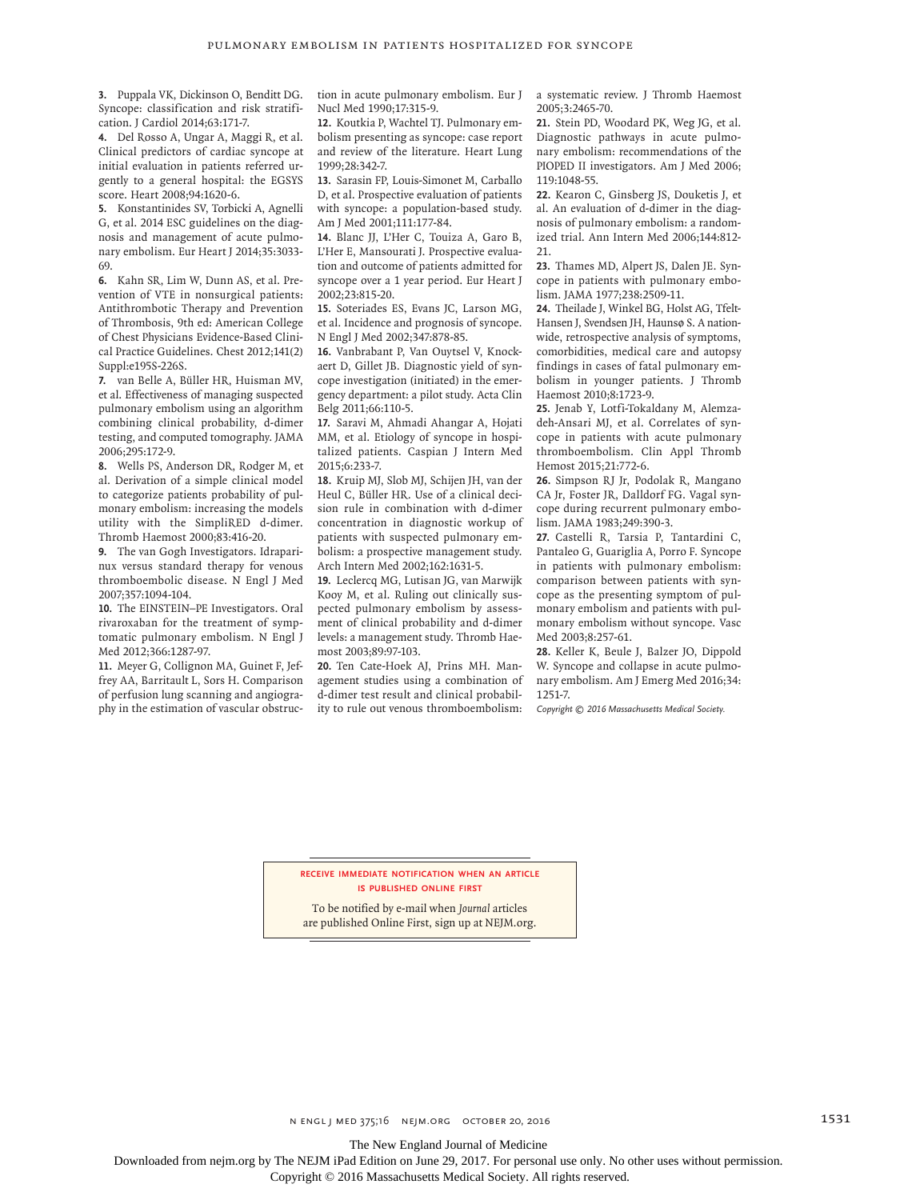3. Puppala VK, Dickinson O, Benditt DG. Syncope: classification and risk stratification. J Cardiol 2014;63:171-7.

4. Del Rosso A, Ungar A, Maggi R, et al. Clinical predictors of cardiac syncope at initial evaluation in patients referred urgently to a general hospital: the EGSYS score. Heart 2008;94:1620-6.

5. Konstantinides SV, Torbicki A, Agnelli G, et al. 2014 ESC guidelines on the diagnosis and management of acute pulmonary embolism. Eur Heart J 2014;35:3033-69.

6. Kahn SR, Lim W, Dunn AS, et al. Prevention of VTE in nonsurgical patients: Antithrombotic Therapy and Prevention of Thrombosis, 9th ed: American College of Chest Physicians Evidence-Based Clinical Practice Guidelines. Chest 2012;141(2) Suppl:e195S-226S.

7. van Belle A, Büller HR, Huisman MV, et al. Effectiveness of managing suspected pulmonary embolism using an algorithm combining clinical probability, d-dimer testing, and computed tomography. JAMA 2006;295:172-9.

8. Wells PS, Anderson DR, Rodger M, et al. Derivation of a simple clinical model to categorize patients probability of pulmonary embolism: increasing the models utility with the SimpliRED d-dimer. Thromb Haemost 2000;83:416-20.

9. The van Gogh Investigators. Idraparinux versus standard therapy for venous thromboembolic disease. N Engl J Med 2007;357:1094-104.

10. The EINSTEIN–PE Investigators. Oral rivaroxaban for the treatment of symptomatic pulmonary embolism. N Engl J Med 2012;366:1287-97.

11. Meyer G, Collignon MA, Guinet F, Jeffrey AA, Barritault L, Sors H. Comparison of perfusion lung scanning and angiography in the estimation of vascular obstruction in acute pulmonary embolism. Eur J Nucl Med 1990;17:315-9.

12. Koutkia P, Wachtel TJ. Pulmonary embolism presenting as syncope: case report and review of the literature. Heart Lung 1999;28:342-7.

13. Sarasin FP, Louis-Simonet M, Carballo D, et al. Prospective evaluation of patients with syncope: a population-based study. Am J Med 2001;111:177-84.

14. Blanc JJ, L'Her C, Touiza A, Garo B, L'Her E, Mansourati J. Prospective evaluation and outcome of patients admitted for syncope over a 1 year period. Eur Heart J 2002;23:815-20.

15. Soteriades ES, Evans JC, Larson MG, et al. Incidence and prognosis of syncope. N Engl J Med 2002;347:878-85.

16. Vanbrabant P, Van Ouytsel V, Knockaert D, Gillet JB. Diagnostic yield of syncope investigation (initiated) in the emergency department: a pilot study. Acta Clin Belg 2011;66:110-5.

17. Saravi M, Ahmadi Ahangar A, Hojati MM, et al. Etiology of syncope in hospitalized patients. Caspian J Intern Med 2015;6:233-7.

18. Kruip MJ, Slob MJ, Schijen JH, van der Heul C, Büller HR. Use of a clinical decision rule in combination with d-dimer concentration in diagnostic workup of patients with suspected pulmonary embolism: a prospective management study. Arch Intern Med 2002;162:1631-5.

19. Leclercq MG, Lutisan JG, van Marwijk Kooy M, et al. Ruling out clinically suspected pulmonary embolism by assessment of clinical probability and d-dimer levels: a management study. Thromb Haemost 2003;89:97-103.

20. Ten Cate-Hoek AJ, Prins MH. Management studies using a combination of d-dimer test result and clinical probability to rule out venous thromboembolism: a systematic review. J Thromb Haemost 2005;3:2465-70.

21. Stein PD, Woodard PK, Weg JG, et al. Diagnostic pathways in acute pulmonary embolism: recommendations of the PIOPED II investigators. Am J Med 2006;119:1048-55.

22. Kearon C, Ginsberg JS, Douketis J, et al. An evaluation of d-dimer in the diagnosis of pulmonary embolism: a randomized trial. Ann Intern Med 2006;144:812-21.

23. Thames MD, Alpert JS, Dalen JE. Syncope in patients with pulmonary embolism. JAMA 1977;238:2509-11.

24. Theilade J, Winkel BG, Holst AG, Tfelt-Hansen J, Svendsen JH, Haunsø S. A nationwide, retrospective analysis of symptoms, comorbidities, medical care and autopsy findings in cases of fatal pulmonary embolism in younger patients. J Thromb Haemost 2010;8:1723-9.

25. Jenab Y, Lotfi-Tokaldany M, Alemzadeh-Ansari MJ, et al. Correlates of syncope in patients with acute pulmonary thromboembolism. Clin Appl Thromb Hemost 2015;21:772-6.

26. Simpson RJ Jr, Podolak R, Mangano CA Jr, Foster JR, Dalldorf FG. Vagal syncope during recurrent pulmonary embolism. JAMA 1983;249:390-3.

27. Castelli R, Tarsia P, Tantardini C, Pantaleo G, Guariglia A, Porro F. Syncope in patients with pulmonary embolism: comparison between patients with syncope as the presenting symptom of pulmonary embolism and patients with pulmonary embolism without syncope. Vasc Med 2003;8:257-61.

28. Keller K, Beule J, Balzer JO, Dippold W. Syncope and collapse in acute pulmonary embolism. Am J Emerg Med 2016;34:1251-7.

*Copyright © 2016 Massachusetts Medical Society.*

RECEIVE IMMEDIATE NOTIFICATION WHEN AN ARTICLE IS PUBLISHED ONLINE FIRST

To be notified by e-mail when *Journal* articles are published Online First, sign up at NEJM.org.